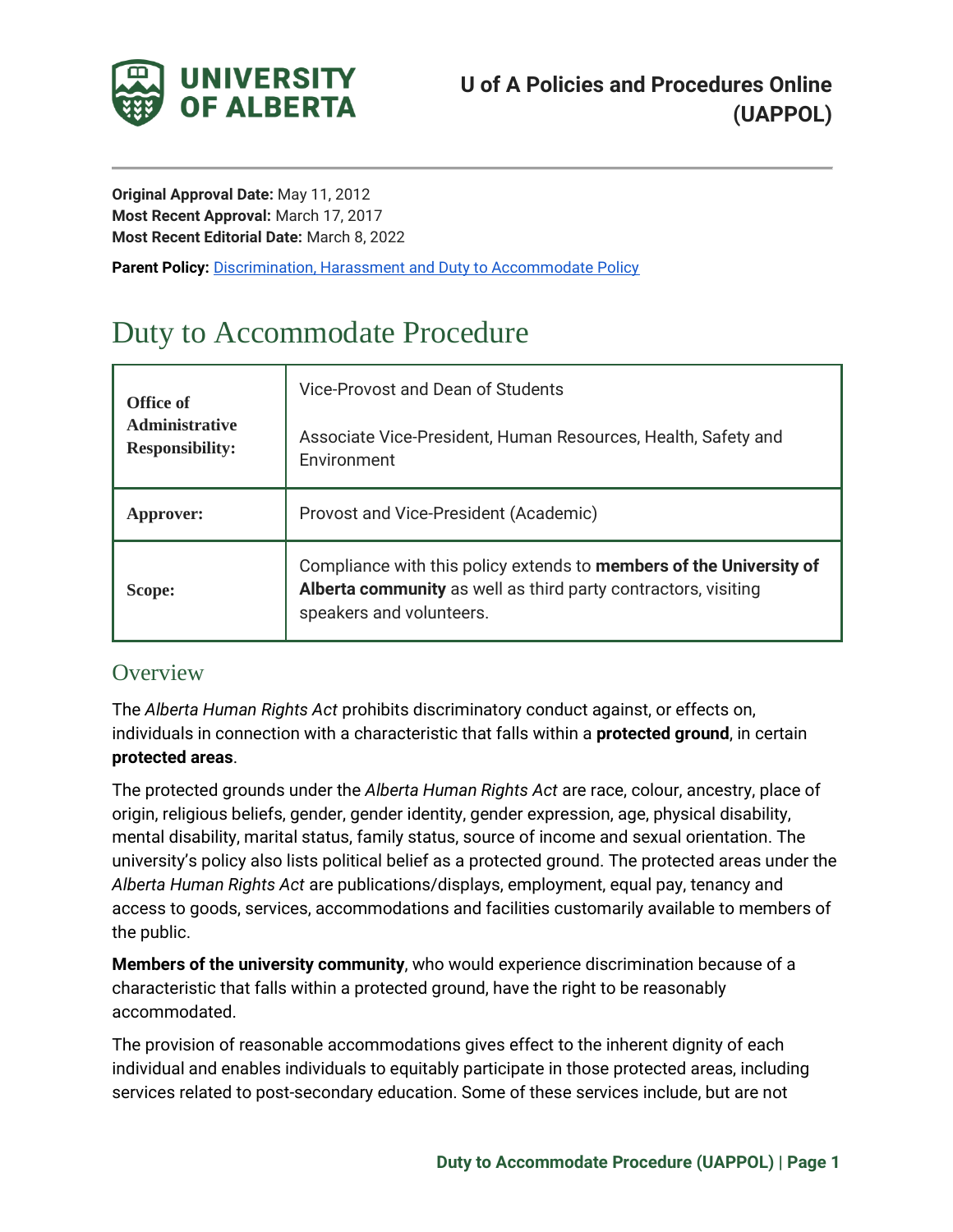**U of A Policies and Procedures Online (UAPPOL)**

**Original Approval Date:** May 11, 2012
**Most Recent Approval:** March 17, 2017
**Most Recent Editorial Date:** March 8, 2022

**Parent Policy:** Discrimination, Harassment and Duty to Accommodate Policy

# Duty to Accommodate Procedure

| | |
|---|---|
| **Office of Administrative Responsibility:** | Vice-Provost and Dean of Students<br><br>Associate Vice-President, Human Resources, Health, Safety and Environment |
| **Approver:** | Provost and Vice-President (Academic) |
| **Scope:** | Compliance with this policy extends to **members of the University of Alberta community** as well as third party contractors, visiting speakers and volunteers. |

## Overview

The *Alberta Human Rights Act* prohibits discriminatory conduct against, or effects on, individuals in connection with a characteristic that falls within a **protected ground**, in certain **protected areas**.

The protected grounds under the *Alberta Human Rights Act* are race, colour, ancestry, place of origin, religious beliefs, gender, gender identity, gender expression, age, physical disability, mental disability, marital status, family status, source of income and sexual orientation. The university's policy also lists political belief as a protected ground. The protected areas under the *Alberta Human Rights Act* are publications/displays, employment, equal pay, tenancy and access to goods, services, accommodations and facilities customarily available to members of the public.

**Members of the university community**, who would experience discrimination because of a characteristic that falls within a protected ground, have the right to be reasonably accommodated.

The provision of reasonable accommodations gives effect to the inherent dignity of each individual and enables individuals to equitably participate in those protected areas, including services related to post-secondary education. Some of these services include, but are not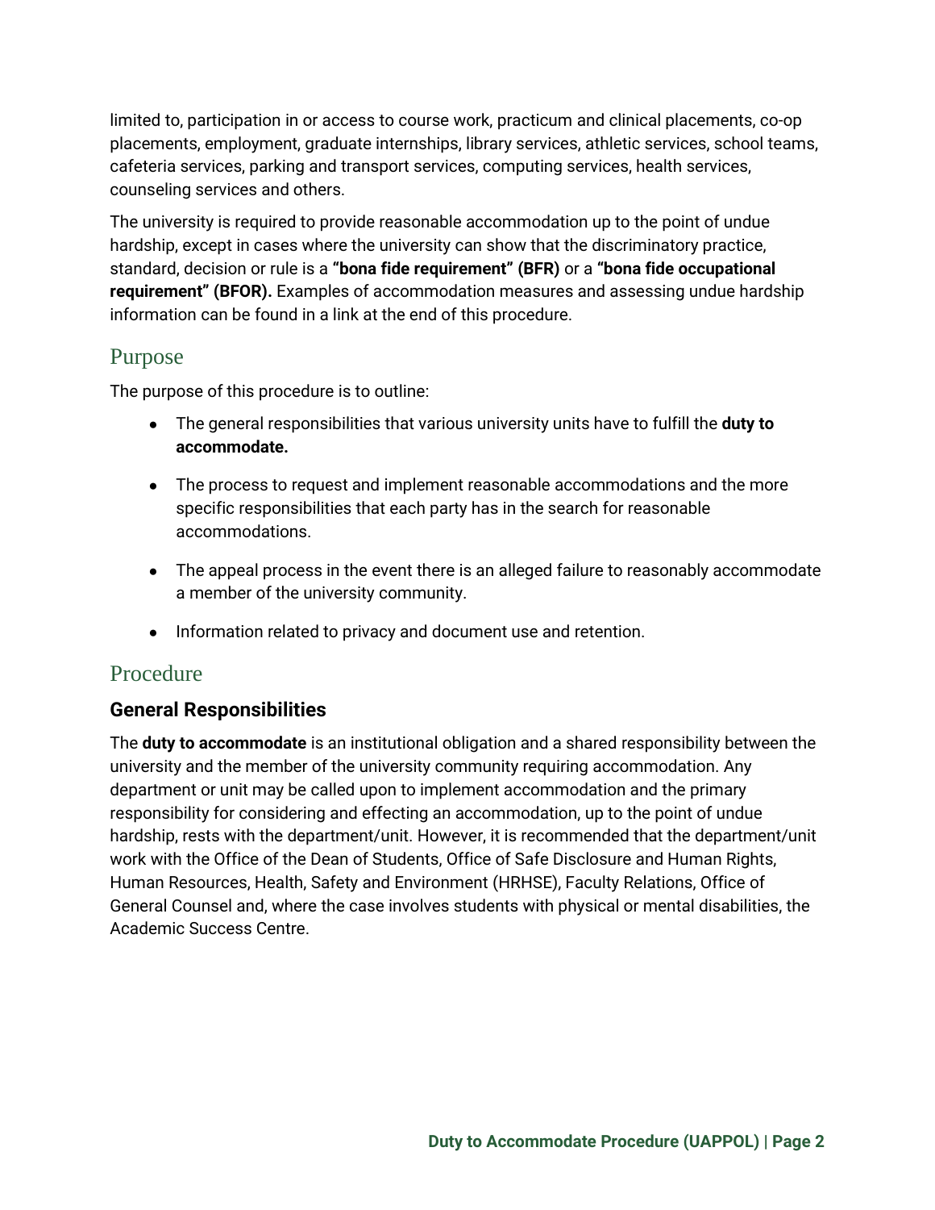limited to, participation in or access to course work, practicum and clinical placements, co-op placements, employment, graduate internships, library services, athletic services, school teams, cafeteria services, parking and transport services, computing services, health services, counseling services and others.

The university is required to provide reasonable accommodation up to the point of undue hardship, except in cases where the university can show that the discriminatory practice, standard, decision or rule is a **"bona fide requirement" (BFR)** or a **"bona fide occupational requirement" (BFOR).** Examples of accommodation measures and assessing undue hardship information can be found in a link at the end of this procedure.

## Purpose

The purpose of this procedure is to outline:

- The general responsibilities that various university units have to fulfill the **duty to accommodate.**
- The process to request and implement reasonable accommodations and the more specific responsibilities that each party has in the search for reasonable accommodations.
- The appeal process in the event there is an alleged failure to reasonably accommodate a member of the university community.
- Information related to privacy and document use and retention.

## Procedure

### General Responsibilities

The **duty to accommodate** is an institutional obligation and a shared responsibility between the university and the member of the university community requiring accommodation. Any department or unit may be called upon to implement accommodation and the primary responsibility for considering and effecting an accommodation, up to the point of undue hardship, rests with the department/unit. However, it is recommended that the department/unit work with the Office of the Dean of Students, Office of Safe Disclosure and Human Rights, Human Resources, Health, Safety and Environment (HRHSE), Faculty Relations, Office of General Counsel and, where the case involves students with physical or mental disabilities, the Academic Success Centre.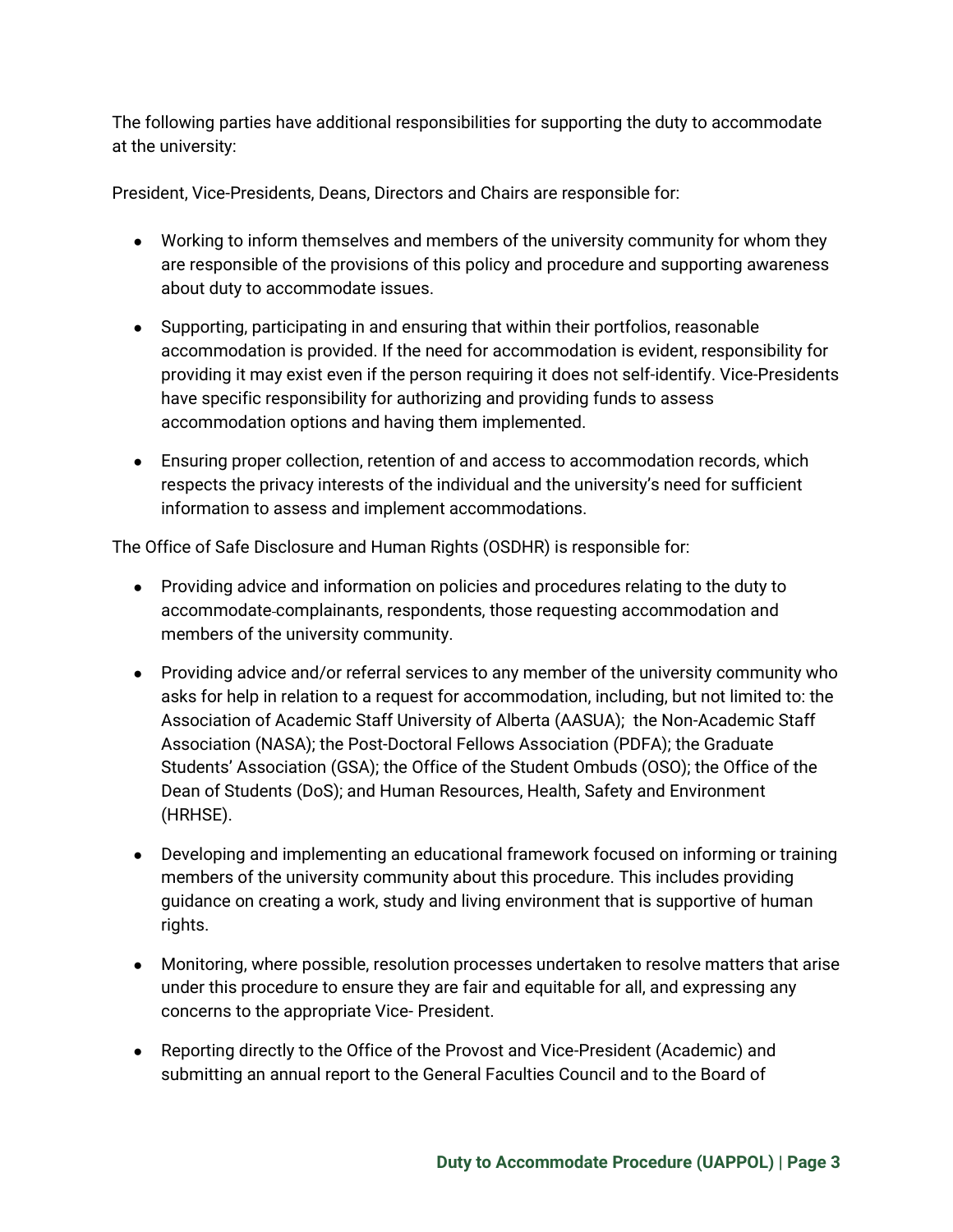The following parties have additional responsibilities for supporting the duty to accommodate at the university:

President, Vice-Presidents, Deans, Directors and Chairs are responsible for:

- Working to inform themselves and members of the university community for whom they are responsible of the provisions of this policy and procedure and supporting awareness about duty to accommodate issues.
- Supporting, participating in and ensuring that within their portfolios, reasonable accommodation is provided. If the need for accommodation is evident, responsibility for providing it may exist even if the person requiring it does not self-identify. Vice-Presidents have specific responsibility for authorizing and providing funds to assess accommodation options and having them implemented.
- Ensuring proper collection, retention of and access to accommodation records, which respects the privacy interests of the individual and the university's need for sufficient information to assess and implement accommodations.

The Office of Safe Disclosure and Human Rights (OSDHR) is responsible for:

- Providing advice and information on policies and procedures relating to the duty to accommodate complainants, respondents, those requesting accommodation and members of the university community.
- Providing advice and/or referral services to any member of the university community who asks for help in relation to a request for accommodation, including, but not limited to: the Association of Academic Staff University of Alberta (AASUA); the Non-Academic Staff Association (NASA); the Post-Doctoral Fellows Association (PDFA); the Graduate Students' Association (GSA); the Office of the Student Ombuds (OSO); the Office of the Dean of Students (DoS); and Human Resources, Health, Safety and Environment (HRHSE).
- Developing and implementing an educational framework focused on informing or training members of the university community about this procedure. This includes providing guidance on creating a work, study and living environment that is supportive of human rights.
- Monitoring, where possible, resolution processes undertaken to resolve matters that arise under this procedure to ensure they are fair and equitable for all, and expressing any concerns to the appropriate Vice- President.
- Reporting directly to the Office of the Provost and Vice-President (Academic) and submitting an annual report to the General Faculties Council and to the Board of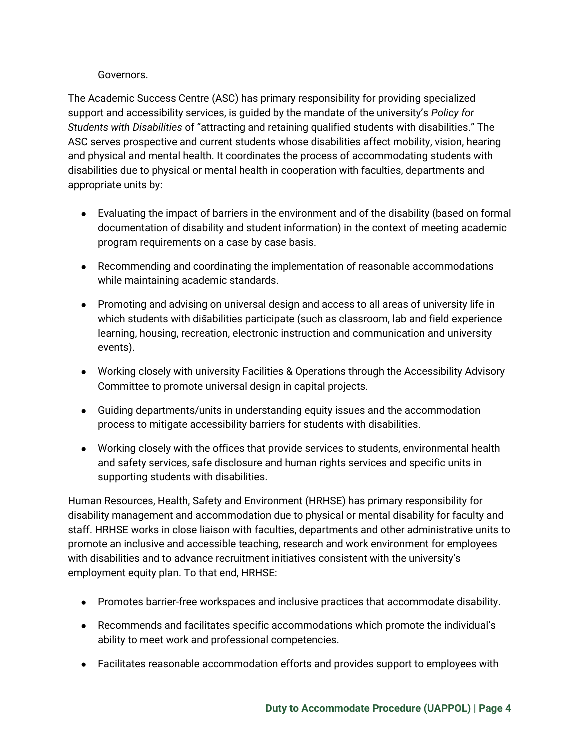Governors.

The Academic Success Centre (ASC) has primary responsibility for providing specialized support and accessibility services, is guided by the mandate of the university's *Policy for Students with Disabilities* of "attracting and retaining qualified students with disabilities." The ASC serves prospective and current students whose disabilities affect mobility, vision, hearing and physical and mental health. It coordinates the process of accommodating students with disabilities due to physical or mental health in cooperation with faculties, departments and appropriate units by:

- Evaluating the impact of barriers in the environment and of the disability (based on formal documentation of disability and student information) in the context of meeting academic program requirements on a case by case basis.
- Recommending and coordinating the implementation of reasonable accommodations while maintaining academic standards.
- Promoting and advising on universal design and access to all areas of university life in which students with disabilities participate (such as classroom, lab and field experience learning, housing, recreation, electronic instruction and communication and university events).
- Working closely with university Facilities & Operations through the Accessibility Advisory Committee to promote universal design in capital projects.
- Guiding departments/units in understanding equity issues and the accommodation process to mitigate accessibility barriers for students with disabilities.
- Working closely with the offices that provide services to students, environmental health and safety services, safe disclosure and human rights services and specific units in supporting students with disabilities.

Human Resources, Health, Safety and Environment (HRHSE) has primary responsibility for disability management and accommodation due to physical or mental disability for faculty and staff. HRHSE works in close liaison with faculties, departments and other administrative units to promote an inclusive and accessible teaching, research and work environment for employees with disabilities and to advance recruitment initiatives consistent with the university's employment equity plan. To that end, HRHSE:

- Promotes barrier-free workspaces and inclusive practices that accommodate disability.
- Recommends and facilitates specific accommodations which promote the individual's ability to meet work and professional competencies.
- Facilitates reasonable accommodation efforts and provides support to employees with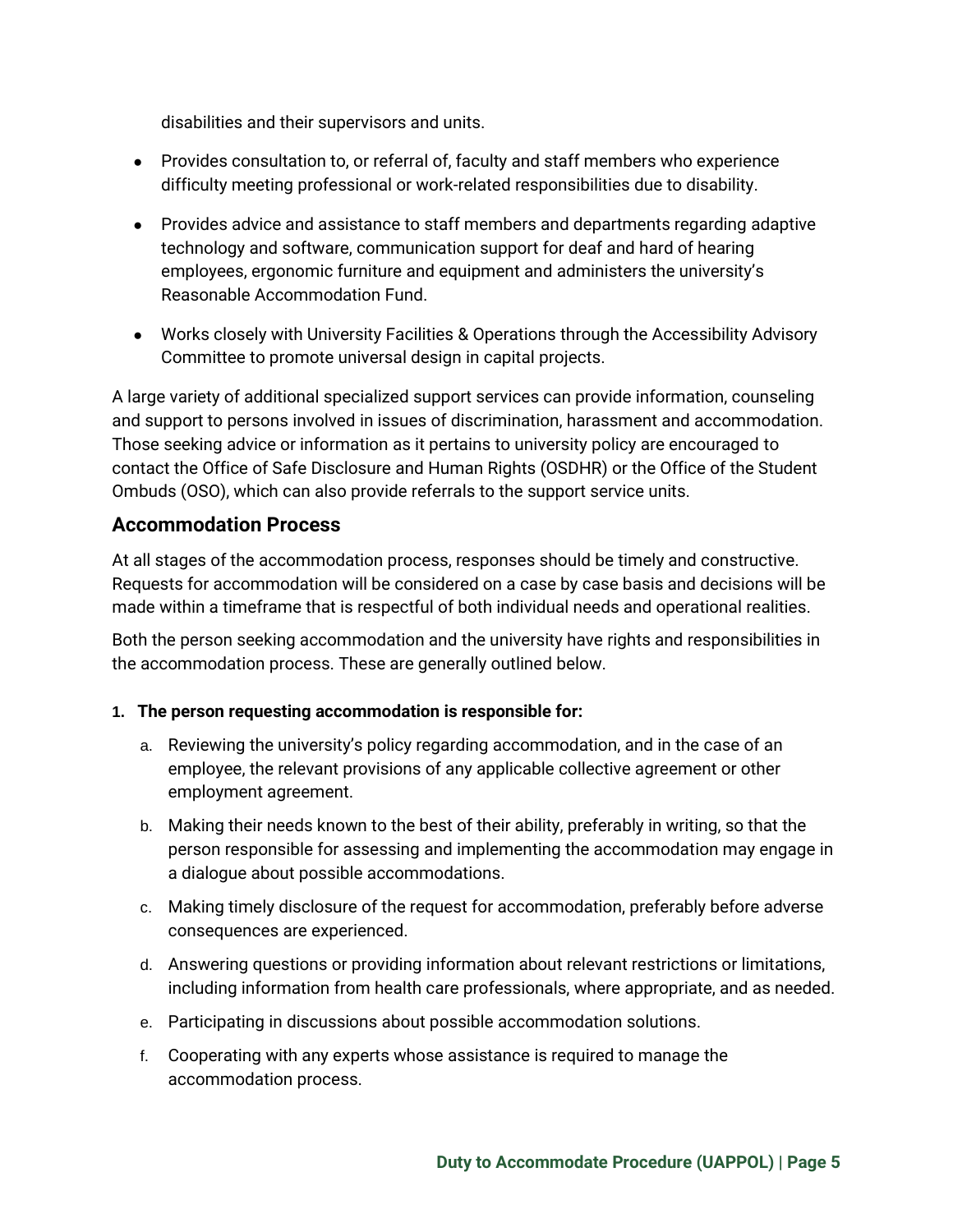disabilities and their supervisors and units.

- Provides consultation to, or referral of, faculty and staff members who experience difficulty meeting professional or work-related responsibilities due to disability.
- Provides advice and assistance to staff members and departments regarding adaptive technology and software, communication support for deaf and hard of hearing employees, ergonomic furniture and equipment and administers the university's Reasonable Accommodation Fund.
- Works closely with University Facilities & Operations through the Accessibility Advisory Committee to promote universal design in capital projects.

A large variety of additional specialized support services can provide information, counseling and support to persons involved in issues of discrimination, harassment and accommodation. Those seeking advice or information as it pertains to university policy are encouraged to contact the Office of Safe Disclosure and Human Rights (OSDHR) or the Office of the Student Ombuds (OSO), which can also provide referrals to the support service units.

## Accommodation Process

At all stages of the accommodation process, responses should be timely and constructive. Requests for accommodation will be considered on a case by case basis and decisions will be made within a timeframe that is respectful of both individual needs and operational realities.

Both the person seeking accommodation and the university have rights and responsibilities in the accommodation process. These are generally outlined below.

1. **The person requesting accommodation is responsible for:**
   a. Reviewing the university's policy regarding accommodation, and in the case of an employee, the relevant provisions of any applicable collective agreement or other employment agreement.
   b. Making their needs known to the best of their ability, preferably in writing, so that the person responsible for assessing and implementing the accommodation may engage in a dialogue about possible accommodations.
   c. Making timely disclosure of the request for accommodation, preferably before adverse consequences are experienced.
   d. Answering questions or providing information about relevant restrictions or limitations, including information from health care professionals, where appropriate, and as needed.
   e. Participating in discussions about possible accommodation solutions.
   f. Cooperating with any experts whose assistance is required to manage the accommodation process.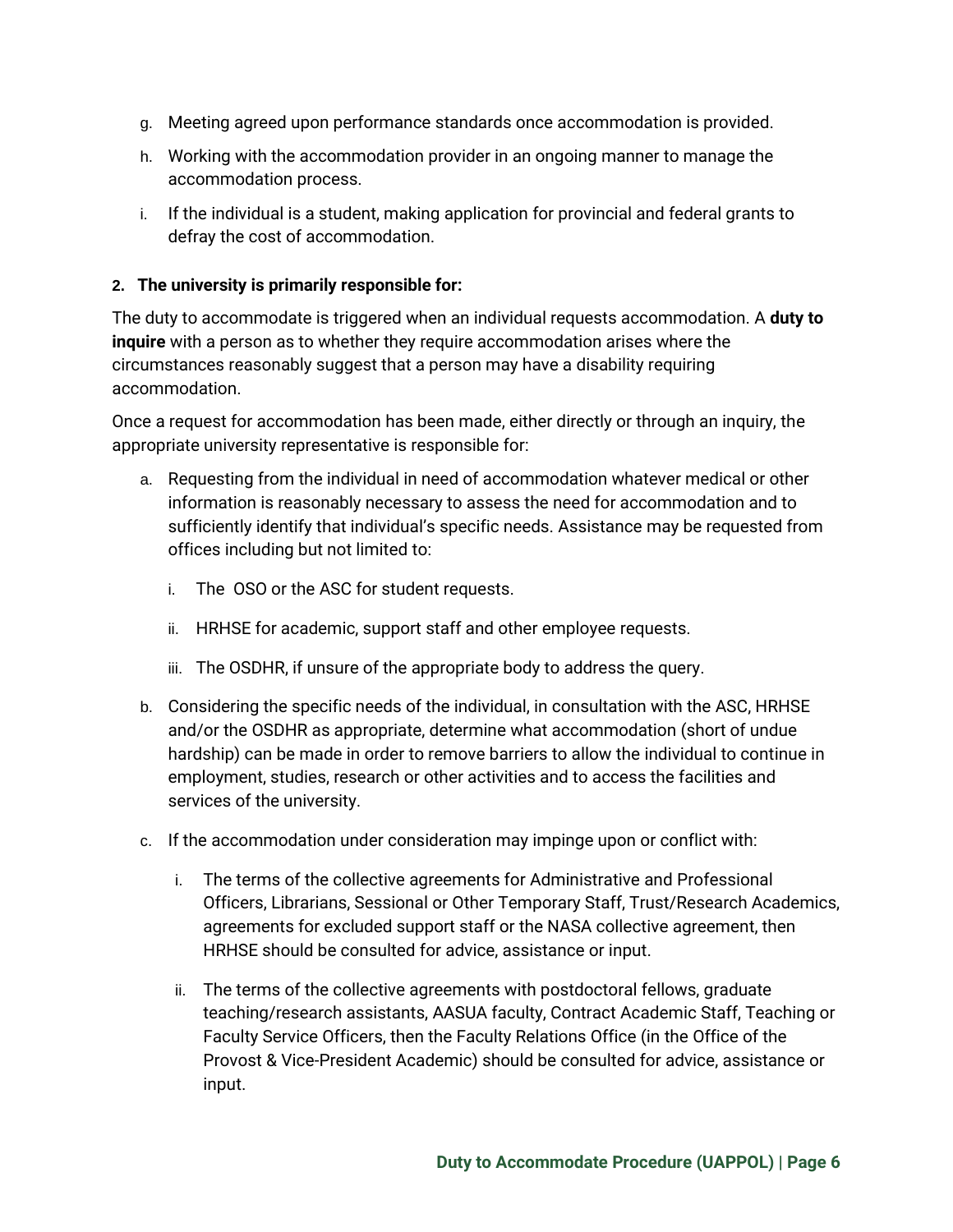g. Meeting agreed upon performance standards once accommodation is provided.

h. Working with the accommodation provider in an ongoing manner to manage the accommodation process.

i. If the individual is a student, making application for provincial and federal grants to defray the cost of accommodation.

**2. The university is primarily responsible for:**

The duty to accommodate is triggered when an individual requests accommodation. A **duty to inquire** with a person as to whether they require accommodation arises where the circumstances reasonably suggest that a person may have a disability requiring accommodation.

Once a request for accommodation has been made, either directly or through an inquiry, the appropriate university representative is responsible for:

a. Requesting from the individual in need of accommodation whatever medical or other information is reasonably necessary to assess the need for accommodation and to sufficiently identify that individual's specific needs. Assistance may be requested from offices including but not limited to:

   i. The OSO or the ASC for student requests.

   ii. HRHSE for academic, support staff and other employee requests.

   iii. The OSDHR, if unsure of the appropriate body to address the query.

b. Considering the specific needs of the individual, in consultation with the ASC, HRHSE and/or the OSDHR as appropriate, determine what accommodation (short of undue hardship) can be made in order to remove barriers to allow the individual to continue in employment, studies, research or other activities and to access the facilities and services of the university.

c. If the accommodation under consideration may impinge upon or conflict with:

   i. The terms of the collective agreements for Administrative and Professional Officers, Librarians, Sessional or Other Temporary Staff, Trust/Research Academics, agreements for excluded support staff or the NASA collective agreement, then HRHSE should be consulted for advice, assistance or input.

   ii. The terms of the collective agreements with postdoctoral fellows, graduate teaching/research assistants, AASUA faculty, Contract Academic Staff, Teaching or Faculty Service Officers, then the Faculty Relations Office (in the Office of the Provost & Vice-President Academic) should be consulted for advice, assistance or input.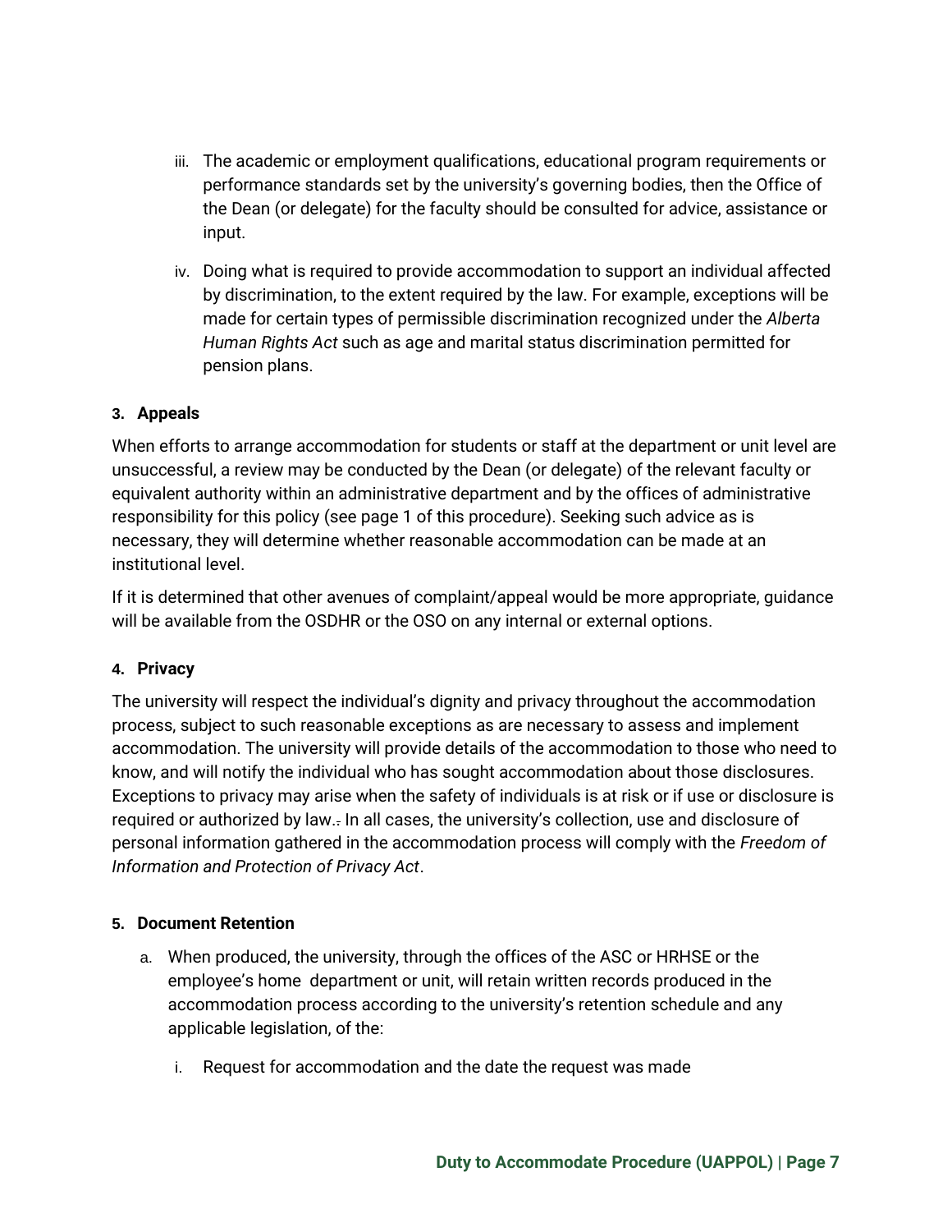iii. The academic or employment qualifications, educational program requirements or performance standards set by the university's governing bodies, then the Office of the Dean (or delegate) for the faculty should be consulted for advice, assistance or input.

iv. Doing what is required to provide accommodation to support an individual affected by discrimination, to the extent required by the law. For example, exceptions will be made for certain types of permissible discrimination recognized under the *Alberta Human Rights Act* such as age and marital status discrimination permitted for pension plans.

#### 3. Appeals

When efforts to arrange accommodation for students or staff at the department or unit level are unsuccessful, a review may be conducted by the Dean (or delegate) of the relevant faculty or equivalent authority within an administrative department and by the offices of administrative responsibility for this policy (see page 1 of this procedure). Seeking such advice as is necessary, they will determine whether reasonable accommodation can be made at an institutional level.

If it is determined that other avenues of complaint/appeal would be more appropriate, guidance will be available from the OSDHR or the OSO on any internal or external options.

#### 4. Privacy

The university will respect the individual's dignity and privacy throughout the accommodation process, subject to such reasonable exceptions as are necessary to assess and implement accommodation. The university will provide details of the accommodation to those who need to know, and will notify the individual who has sought accommodation about those disclosures. Exceptions to privacy may arise when the safety of individuals is at risk or if use or disclosure is required or authorized by law. In all cases, the university's collection, use and disclosure of personal information gathered in the accommodation process will comply with the *Freedom of Information and Protection of Privacy Act*.

#### 5. Document Retention

a. When produced, the university, through the offices of the ASC or HRHSE or the employee's home department or unit, will retain written records produced in the accommodation process according to the university's retention schedule and any applicable legislation, of the:

   i. Request for accommodation and the date the request was made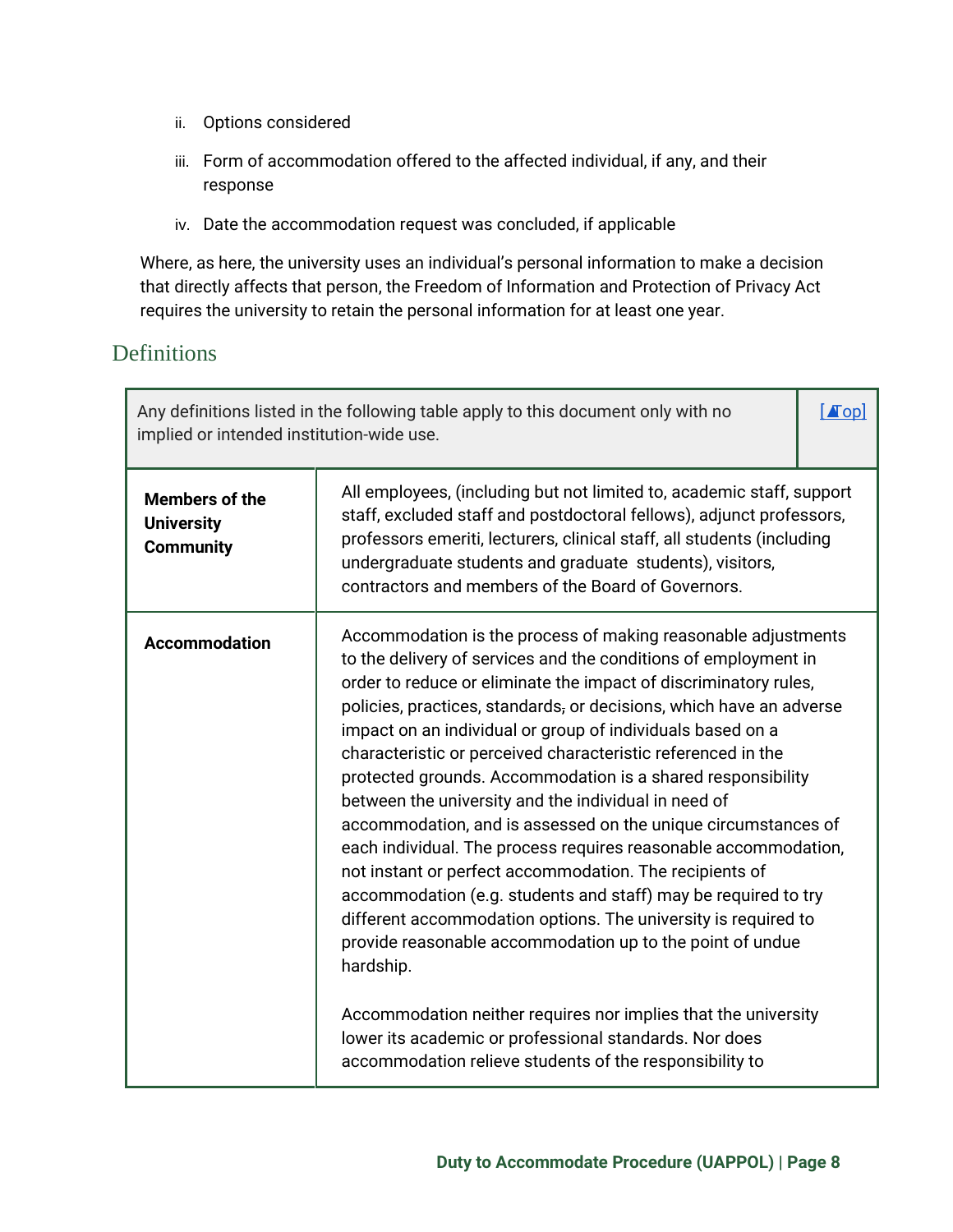ii. Options considered

iii. Form of accommodation offered to the affected individual, if any, and their response

iv. Date the accommodation request was concluded, if applicable

Where, as here, the university uses an individual's personal information to make a decision that directly affects that person, the Freedom of Information and Protection of Privacy Act requires the university to retain the personal information for at least one year.

## Definitions

| Any definitions listed in the following table apply to this document only with no implied or intended institution-wide use. | [▲Top] |
|---|---|
| **Members of the University Community** | All employees, (including but not limited to, academic staff, support staff, excluded staff and postdoctoral fellows), adjunct professors, professors emeriti, lecturers, clinical staff, all students (including undergraduate students and graduate students), visitors, contractors and members of the Board of Governors. |
| **Accommodation** | Accommodation is the process of making reasonable adjustments to the delivery of services and the conditions of employment in order to reduce or eliminate the impact of discriminatory rules, policies, practices, standards, or decisions, which have an adverse impact on an individual or group of individuals based on a characteristic or perceived characteristic referenced in the protected grounds. Accommodation is a shared responsibility between the university and the individual in need of accommodation, and is assessed on the unique circumstances of each individual. The process requires reasonable accommodation, not instant or perfect accommodation. The recipients of accommodation (e.g. students and staff) may be required to try different accommodation options. The university is required to provide reasonable accommodation up to the point of undue hardship.<br><br>Accommodation neither requires nor implies that the university lower its academic or professional standards. Nor does accommodation relieve students of the responsibility to |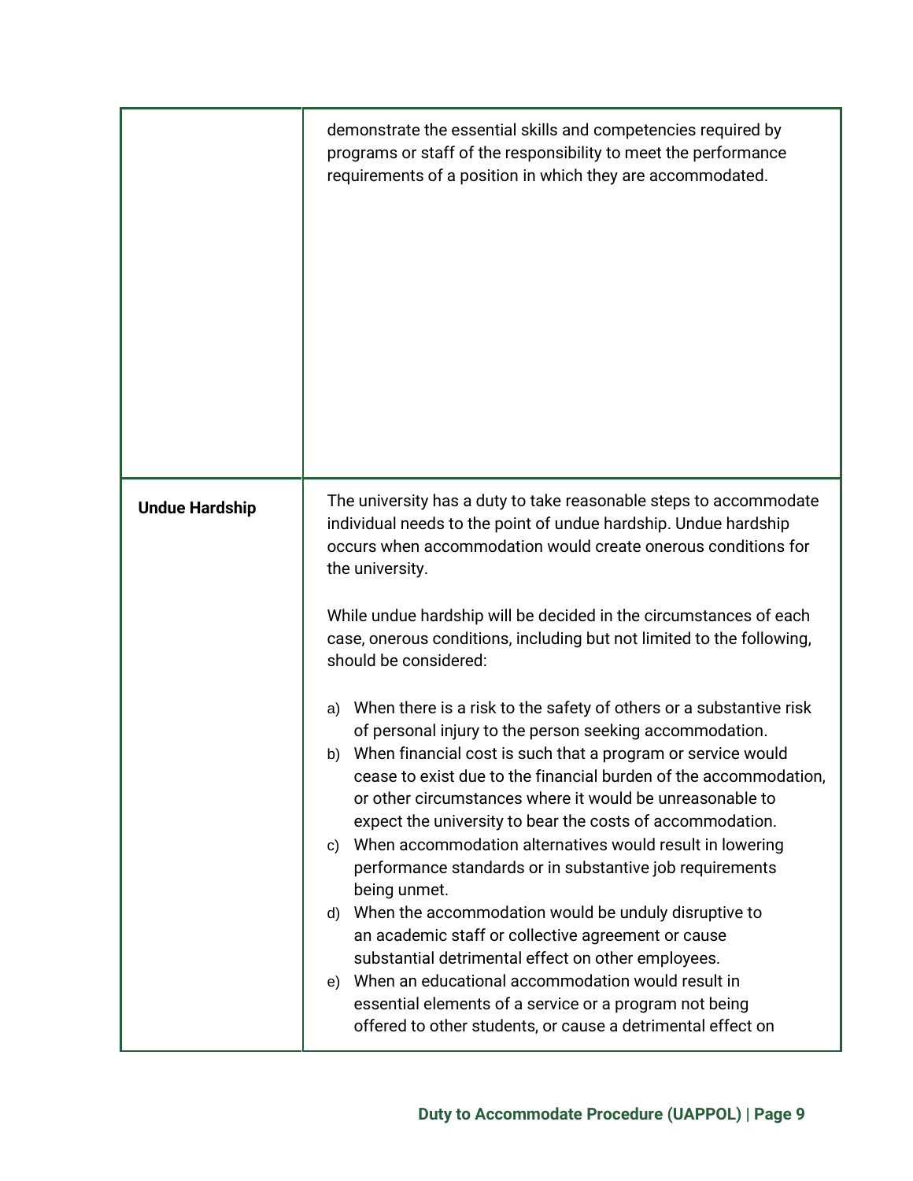| | |
|---|---|
| | demonstrate the essential skills and competencies required by programs or staff of the responsibility to meet the performance requirements of a position in which they are accommodated. |
| **Undue Hardship** | The university has a duty to take reasonable steps to accommodate individual needs to the point of undue hardship. Undue hardship occurs when accommodation would create onerous conditions for the university.<br><br>While undue hardship will be decided in the circumstances of each case, onerous conditions, including but not limited to the following, should be considered:<br><br>a) When there is a risk to the safety of others or a substantive risk of personal injury to the person seeking accommodation.<br>b) When financial cost is such that a program or service would cease to exist due to the financial burden of the accommodation, or other circumstances where it would be unreasonable to expect the university to bear the costs of accommodation.<br>c) When accommodation alternatives would result in lowering performance standards or in substantive job requirements being unmet.<br>d) When the accommodation would be unduly disruptive to an academic staff or collective agreement or cause substantial detrimental effect on other employees.<br>e) When an educational accommodation would result in essential elements of a service or a program not being offered to other students, or cause a detrimental effect on |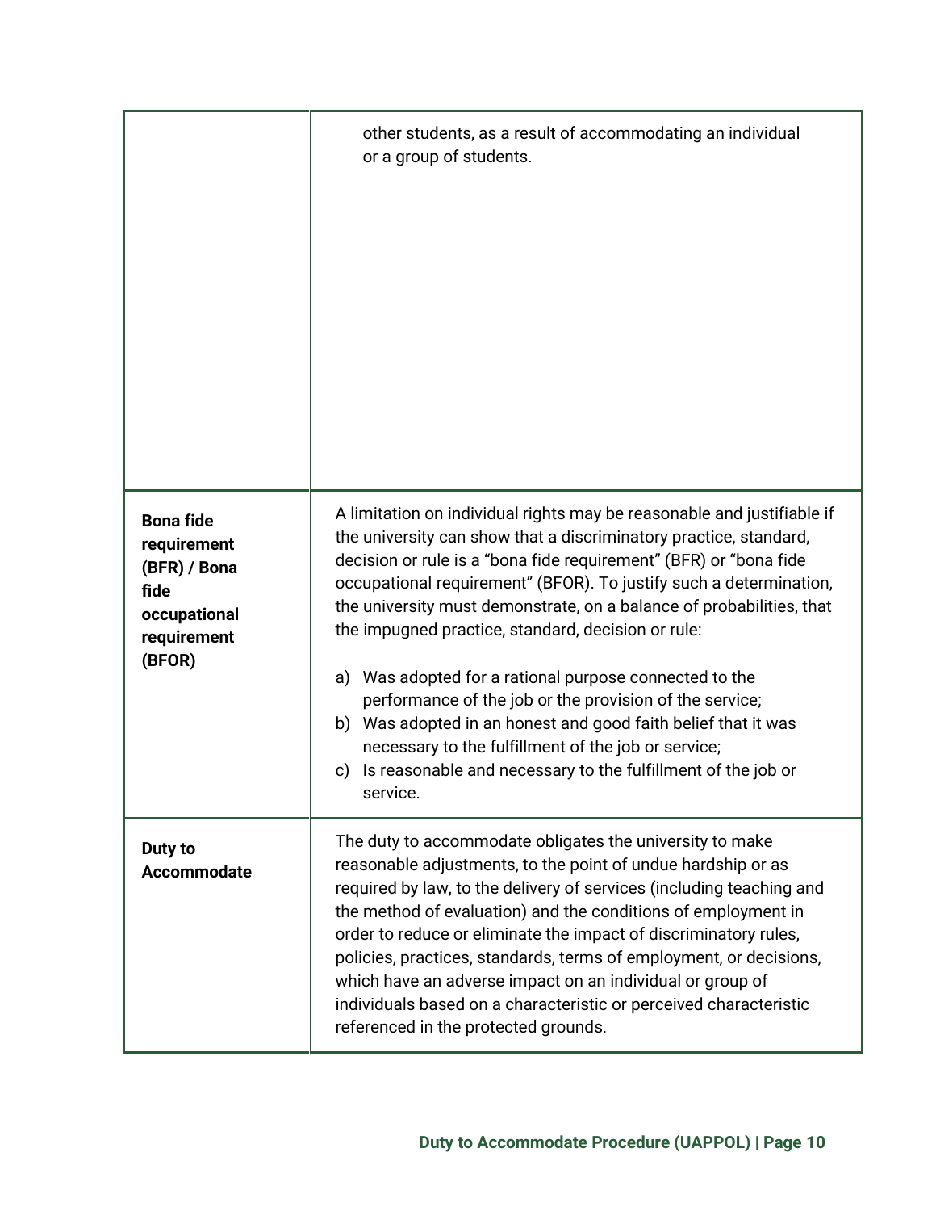| | |
|---|---|
| | other students, as a result of accommodating an individual or a group of students. |
| **Bona fide requirement (BFR) / Bona fide occupational requirement (BFOR)** | A limitation on individual rights may be reasonable and justifiable if the university can show that a discriminatory practice, standard, decision or rule is a "bona fide requirement" (BFR) or "bona fide occupational requirement" (BFOR). To justify such a determination, the university must demonstrate, on a balance of probabilities, that the impugned practice, standard, decision or rule:<br><br>a) Was adopted for a rational purpose connected to the performance of the job or the provision of the service;<br>b) Was adopted in an honest and good faith belief that it was necessary to the fulfillment of the job or service;<br>c) Is reasonable and necessary to the fulfillment of the job or service. |
| **Duty to Accommodate** | The duty to accommodate obligates the university to make reasonable adjustments, to the point of undue hardship or as required by law, to the delivery of services (including teaching and the method of evaluation) and the conditions of employment in order to reduce or eliminate the impact of discriminatory rules, policies, practices, standards, terms of employment, or decisions, which have an adverse impact on an individual or group of individuals based on a characteristic or perceived characteristic referenced in the protected grounds. |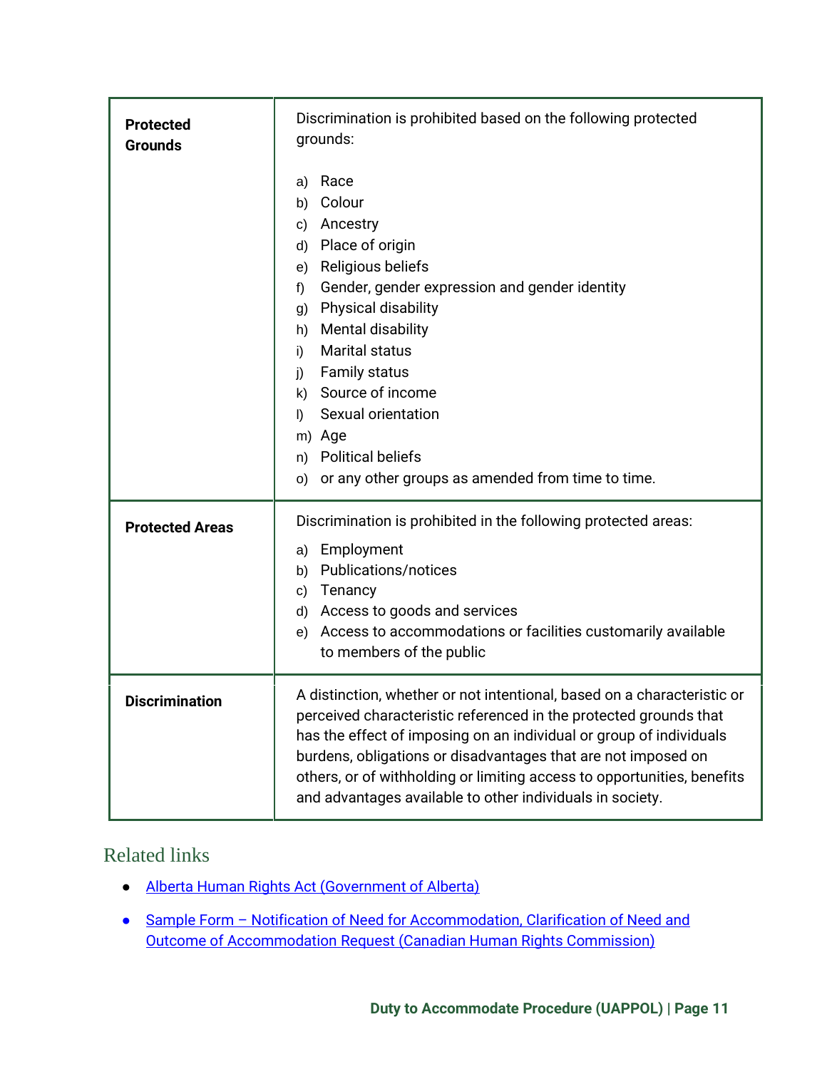| | |
|---|---|
| **Protected Grounds** | Discrimination is prohibited based on the following protected grounds:<br><br>a) Race<br>b) Colour<br>c) Ancestry<br>d) Place of origin<br>e) Religious beliefs<br>f) Gender, gender expression and gender identity<br>g) Physical disability<br>h) Mental disability<br>i) Marital status<br>j) Family status<br>k) Source of income<br>l) Sexual orientation<br>m) Age<br>n) Political beliefs<br>o) or any other groups as amended from time to time. |
| **Protected Areas** | Discrimination is prohibited in the following protected areas:<br>a) Employment<br>b) Publications/notices<br>c) Tenancy<br>d) Access to goods and services<br>e) Access to accommodations or facilities customarily available to members of the public |
| **Discrimination** | A distinction, whether or not intentional, based on a characteristic or perceived characteristic referenced in the protected grounds that has the effect of imposing on an individual or group of individuals burdens, obligations or disadvantages that are not imposed on others, or of withholding or limiting access to opportunities, benefits and advantages available to other individuals in society. |

## Related links

- Alberta Human Rights Act (Government of Alberta)
- Sample Form – Notification of Need for Accommodation, Clarification of Need and Outcome of Accommodation Request (Canadian Human Rights Commission)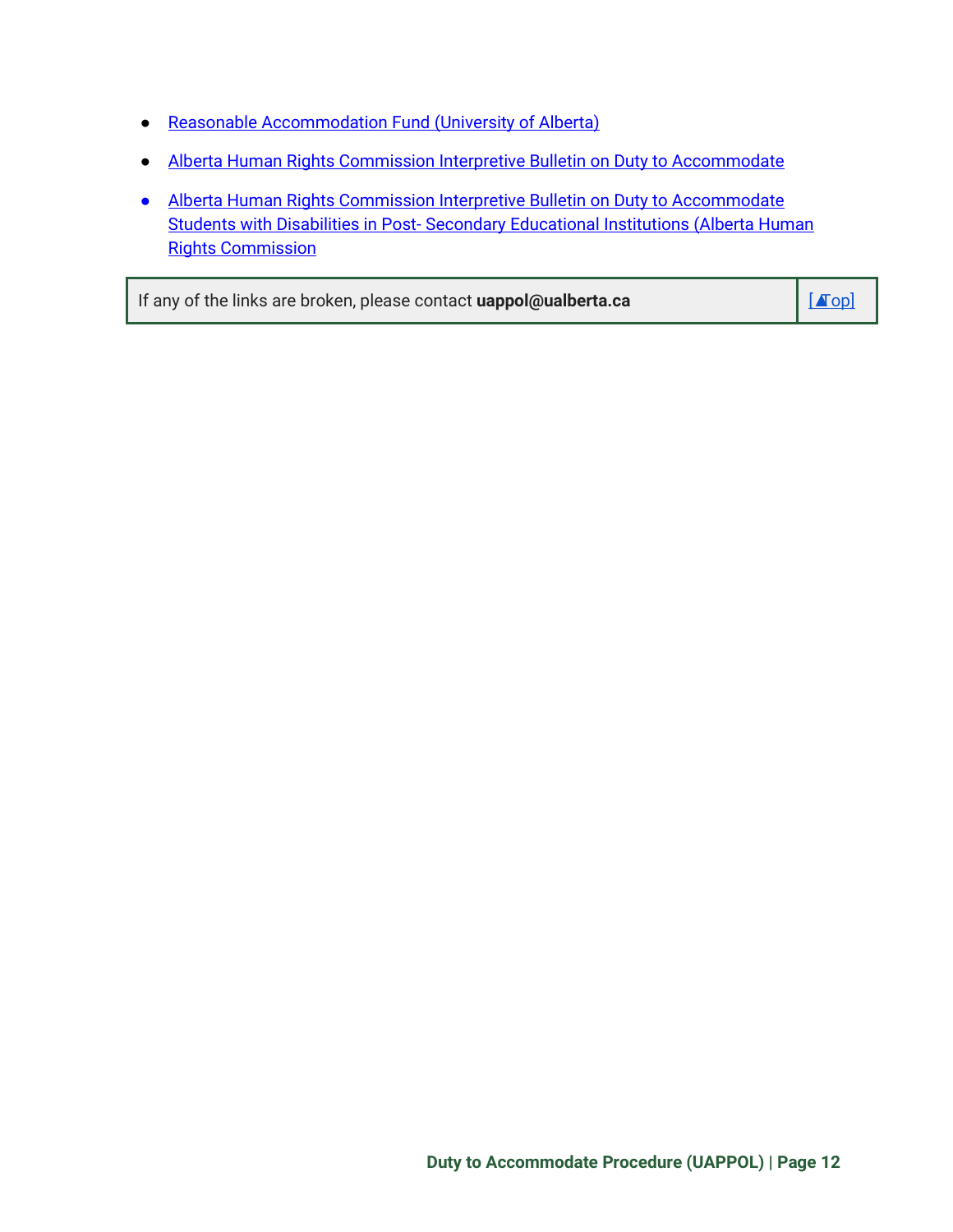- Reasonable Accommodation Fund (University of Alberta)
- Alberta Human Rights Commission Interpretive Bulletin on Duty to Accommodate
- Alberta Human Rights Commission Interpretive Bulletin on Duty to Accommodate Students with Disabilities in Post- Secondary Educational Institutions (Alberta Human Rights Commission

| | |
|---|---|
| If any of the links are broken, please contact **uappol@ualberta.ca** | [▲Top] |